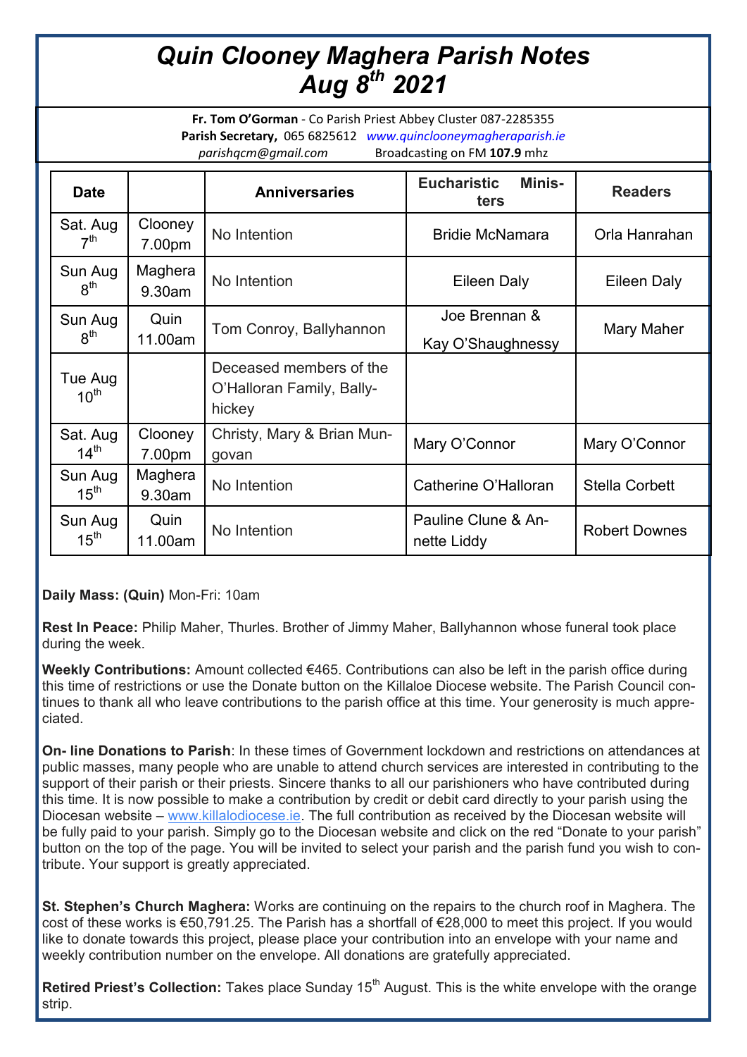# *Quin Clooney Maghera Parish Notes Aug 8th 2021*

**Fr. Tom O'Gorman** - Co Parish Priest Abbey Cluster 087-2285355
**Parish Secretary,** 065 6825612 *www.quinclooneymagheraparish.ie*
*parishqcm@gmail.com* Broadcasting on FM **107.9** mhz

| Date | | Anniversaries | Eucharistic Ministers | Readers |
|---|---|---|---|---|
| Sat. Aug 7th | Clooney 7.00pm | No Intention | Bridie McNamara | Orla Hanrahan |
| Sun Aug 8th | Maghera 9.30am | No Intention | Eileen Daly | Eileen Daly |
| Sun Aug 8th | Quin 11.00am | Tom Conroy, Ballyhannon | Joe Brennan & Kay O'Shaughnessy | Mary Maher |
| Tue Aug 10th | | Deceased members of the O'Halloran Family, Ballyhickey | | |
| Sat. Aug 14th | Clooney 7.00pm | Christy, Mary & Brian Mungovan | Mary O'Connor | Mary O'Connor |
| Sun Aug 15th | Maghera 9.30am | No Intention | Catherine O'Halloran | Stella Corbett |
| Sun Aug 15th | Quin 11.00am | No Intention | Pauline Clune & Annette Liddy | Robert Downes |

**Daily Mass: (Quin)** Mon-Fri: 10am

**Rest In Peace:** Philip Maher, Thurles. Brother of Jimmy Maher, Ballyhannon whose funeral took place during the week.

**Weekly Contributions:** Amount collected €465. Contributions can also be left in the parish office during this time of restrictions or use the Donate button on the Killaloe Diocese website. The Parish Council continues to thank all who leave contributions to the parish office at this time. Your generosity is much appreciated.

**On- line Donations to Parish**: In these times of Government lockdown and restrictions on attendances at public masses, many people who are unable to attend church services are interested in contributing to the support of their parish or their priests. Sincere thanks to all our parishioners who have contributed during this time. It is now possible to make a contribution by credit or debit card directly to your parish using the Diocesan website – www.killalodiocese.ie. The full contribution as received by the Diocesan website will be fully paid to your parish. Simply go to the Diocesan website and click on the red "Donate to your parish" button on the top of the page. You will be invited to select your parish and the parish fund you wish to contribute. Your support is greatly appreciated.

**St. Stephen's Church Maghera:** Works are continuing on the repairs to the church roof in Maghera. The cost of these works is €50,791.25. The Parish has a shortfall of €28,000 to meet this project. If you would like to donate towards this project, please place your contribution into an envelope with your name and weekly contribution number on the envelope. All donations are gratefully appreciated.

**Retired Priest's Collection:** Takes place Sunday 15th August. This is the white envelope with the orange strip.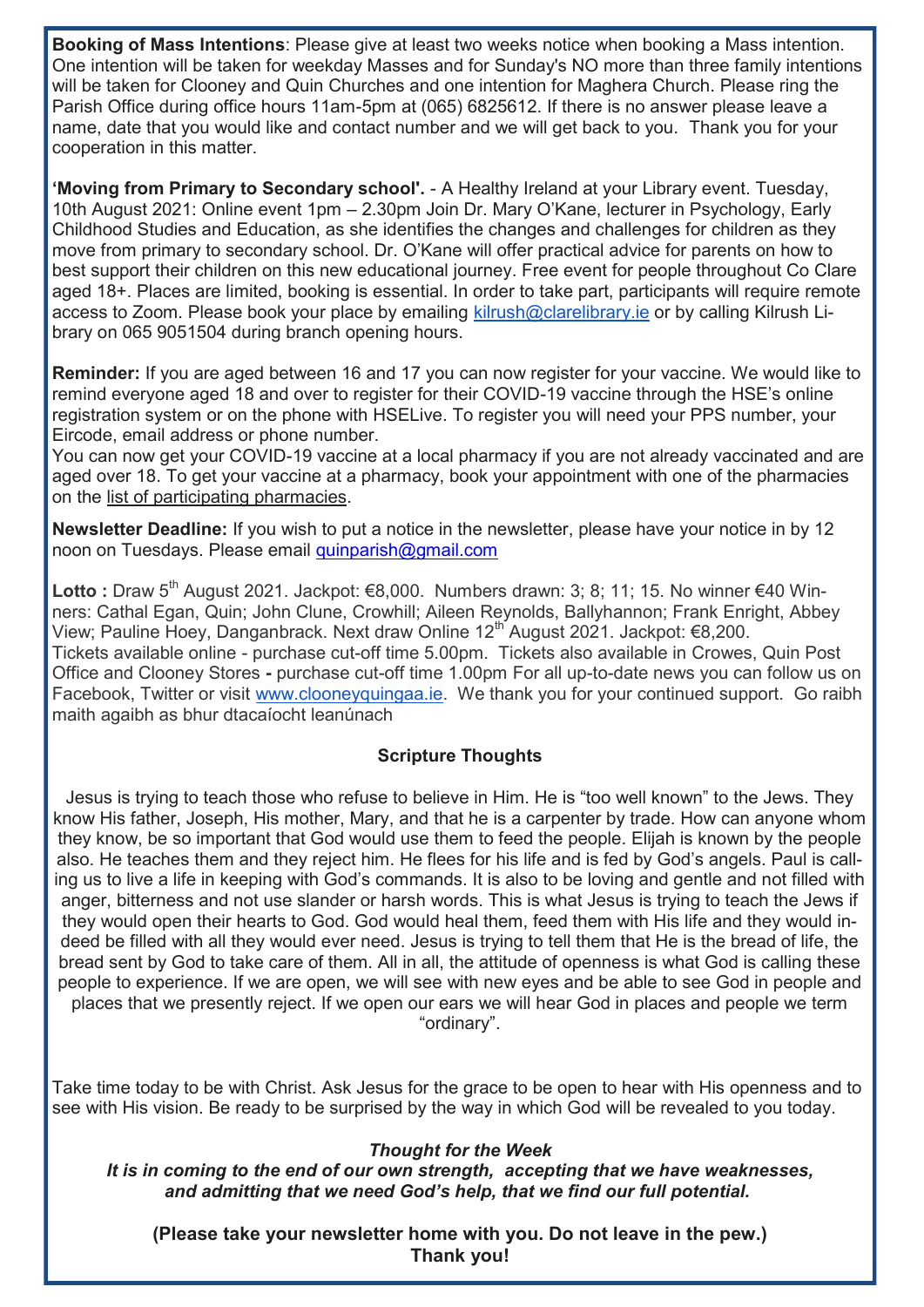**Booking of Mass Intentions**: Please give at least two weeks notice when booking a Mass intention. One intention will be taken for weekday Masses and for Sunday's NO more than three family intentions will be taken for Clooney and Quin Churches and one intention for Maghera Church. Please ring the Parish Office during office hours 11am-5pm at (065) 6825612. If there is no answer please leave a name, date that you would like and contact number and we will get back to you. Thank you for your cooperation in this matter.

**'Moving from Primary to Secondary school'.** - A Healthy Ireland at your Library event. Tuesday, 10th August 2021: Online event 1pm – 2.30pm Join Dr. Mary O'Kane, lecturer in Psychology, Early Childhood Studies and Education, as she identifies the changes and challenges for children as they move from primary to secondary school. Dr. O'Kane will offer practical advice for parents on how to best support their children on this new educational journey. Free event for people throughout Co Clare aged 18+. Places are limited, booking is essential. In order to take part, participants will require remote access to Zoom. Please book your place by emailing kilrush@clarelibrary.ie or by calling Kilrush Library on 065 9051504 during branch opening hours.

**Reminder:** If you are aged between 16 and 17 you can now register for your vaccine. We would like to remind everyone aged 18 and over to register for their COVID-19 vaccine through the HSE's online registration system or on the phone with HSELive. To register you will need your PPS number, your Eircode, email address or phone number.
You can now get your COVID-19 vaccine at a local pharmacy if you are not already vaccinated and are aged over 18. To get your vaccine at a pharmacy, book your appointment with one of the pharmacies on the list of participating pharmacies.

**Newsletter Deadline:** If you wish to put a notice in the newsletter, please have your notice in by 12 noon on Tuesdays. Please email quinparish@gmail.com

**Lotto :** Draw 5th August 2021. Jackpot: €8,000. Numbers drawn: 3; 8; 11; 15. No winner €40 Winners: Cathal Egan, Quin; John Clune, Crowhill; Aileen Reynolds, Ballyhannon; Frank Enright, Abbey View; Pauline Hoey, Danganbrack. Next draw Online 12th August 2021. Jackpot: €8,200.
Tickets available online - purchase cut-off time 5.00pm. Tickets also available in Crowes, Quin Post Office and Clooney Stores **-** purchase cut-off time 1.00pm For all up-to-date news you can follow us on Facebook, Twitter or visit www.clooneyquingaa.ie. We thank you for your continued support. Go raibh maith agaibh as bhur dtacaíocht leanúnach

## Scripture Thoughts

Jesus is trying to teach those who refuse to believe in Him. He is "too well known" to the Jews. They know His father, Joseph, His mother, Mary, and that he is a carpenter by trade. How can anyone whom they know, be so important that God would use them to feed the people. Elijah is known by the people also. He teaches them and they reject him. He flees for his life and is fed by God's angels. Paul is calling us to live a life in keeping with God's commands. It is also to be loving and gentle and not filled with anger, bitterness and not use slander or harsh words. This is what Jesus is trying to teach the Jews if they would open their hearts to God. God would heal them, feed them with His life and they would indeed be filled with all they would ever need. Jesus is trying to tell them that He is the bread of life, the bread sent by God to take care of them. All in all, the attitude of openness is what God is calling these people to experience. If we are open, we will see with new eyes and be able to see God in people and places that we presently reject. If we open our ears we will hear God in places and people we term "ordinary".

Take time today to be with Christ. Ask Jesus for the grace to be open to hear with His openness and to see with His vision. Be ready to be surprised by the way in which God will be revealed to you today.

***Thought for the Week***
***It is in coming to the end of our own strength, accepting that we have weaknesses, and admitting that we need God's help, that we find our full potential.***

**(Please take your newsletter home with you. Do not leave in the pew.)**
**Thank you!**